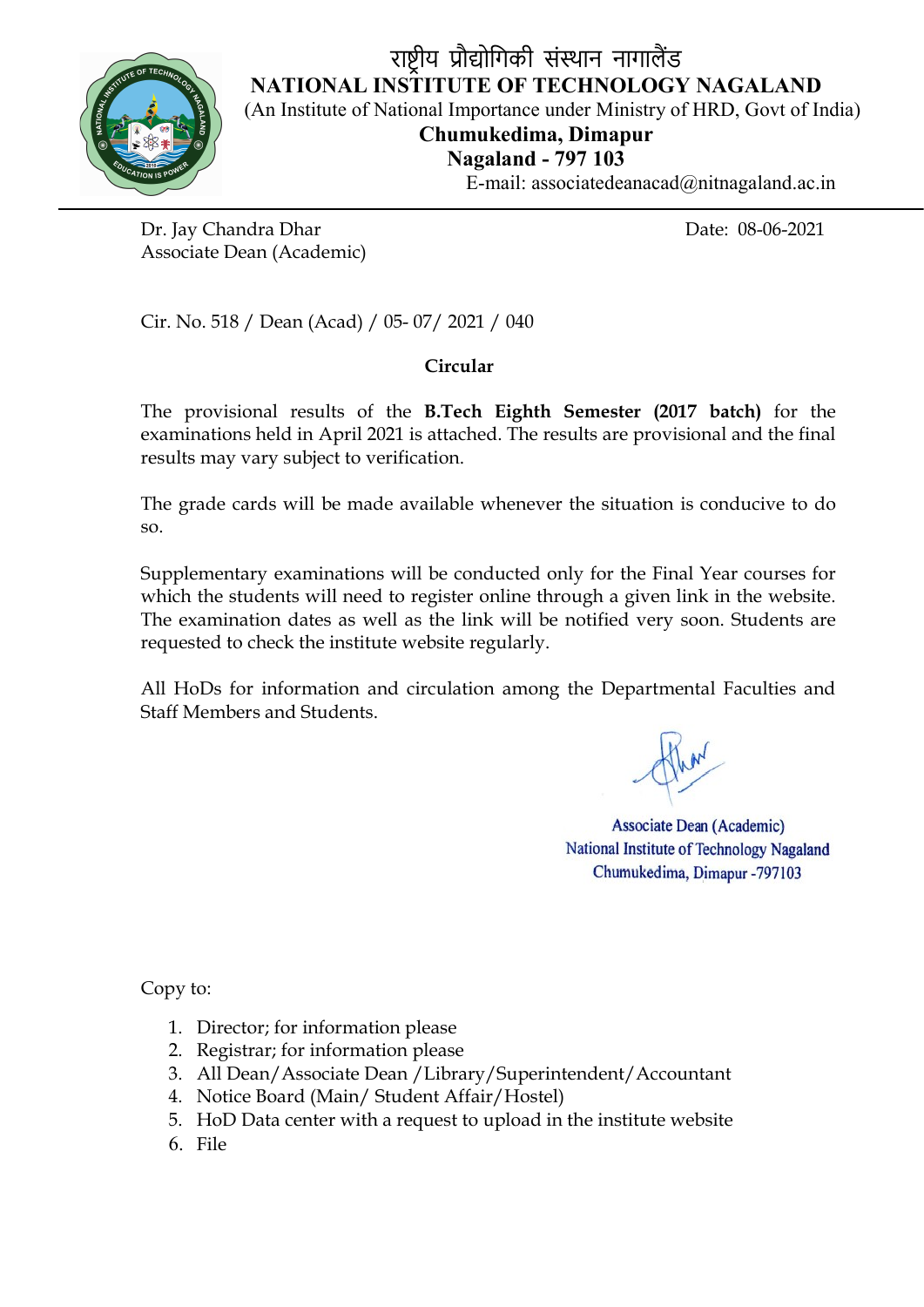# राष्ट्रीय प्रौद्योगिकी संस्थान नागालैंड

## NATIONAL INSTITUTE OF TECHNOLOGY NAGALAND

(An Institute of National Importance under Ministry of HRD, Govt of India)

**Chumukedima, Dimapur**

**Nagaland - 797 103**

E-mail: associatedeanacad@nitnagaland.ac.in

---

Dr. Jay Chandra Dhar
Associate Dean (Academic)

Date: 08-06-2021

Cir. No. 518 / Dean (Acad) / 05- 07/ 2021 / 040

**Circular**

The provisional results of the **B.Tech Eighth Semester (2017 batch)** for the examinations held in April 2021 is attached. The results are provisional and the final results may vary subject to verification.

The grade cards will be made available whenever the situation is conducive to do so.

Supplementary examinations will be conducted only for the Final Year courses for which the students will need to register online through a given link in the website. The examination dates as well as the link will be notified very soon. Students are requested to check the institute website regularly.

All HoDs for information and circulation among the Departmental Faculties and Staff Members and Students.

Associate Dean (Academic)
National Institute of Technology Nagaland
Chumukedima, Dimapur -797103

Copy to:

1. Director; for information please
2. Registrar; for information please
3. All Dean/Associate Dean /Library/Superintendent/Accountant
4. Notice Board (Main/ Student Affair/Hostel)
5. HoD Data center with a request to upload in the institute website
6. File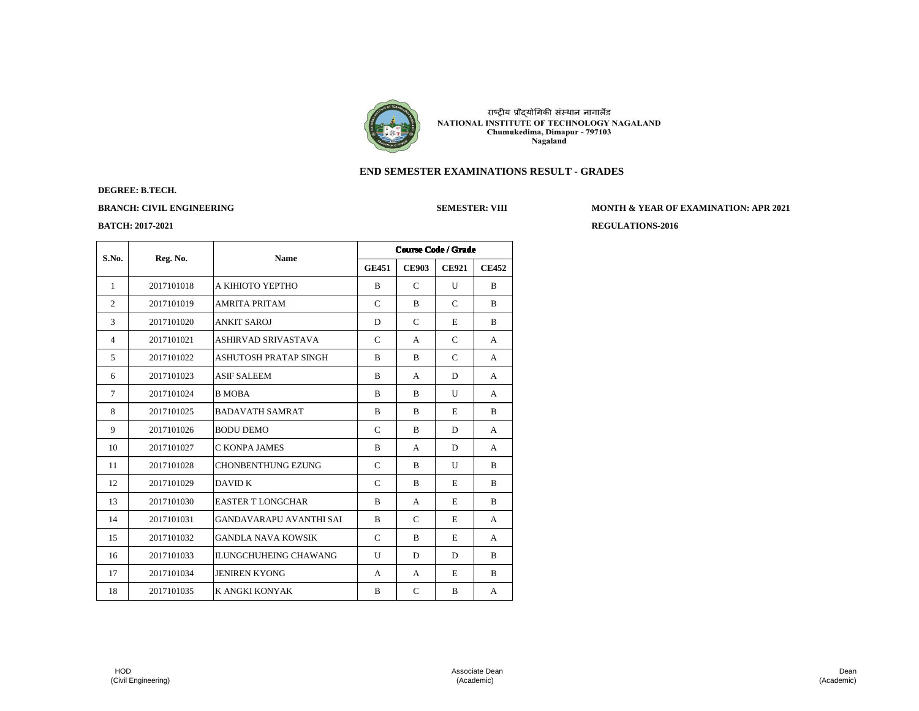राष्ट्रीय प्रौद्योगिकी संस्थान नागालैंड
NATIONAL INSTITUTE OF TECHNOLOGY NAGALAND
Chumukedima, Dimapur - 797103
Nagaland

## END SEMESTER EXAMINATIONS RESULT - GRADES

**DEGREE: B.TECH.**

**BRANCH: CIVIL ENGINEERING** | **SEMESTER: VIII** | **MONTH & YEAR OF EXAMINATION: APR 2021**

**BATCH: 2017-2021** | **REGULATIONS-2016**

| S.No. | Reg. No. | Name | Course Code / Grade | | | |
|---|---|---|---|---|---|---|
| | | | GE451 | CE903 | CE921 | CE452 |
| 1 | 2017101018 | A KIHIOTO YEPTHO | B | C | U | B |
| 2 | 2017101019 | AMRITA PRITAM | C | B | C | B |
| 3 | 2017101020 | ANKIT SAROJ | D | C | E | B |
| 4 | 2017101021 | ASHIRVAD SRIVASTAVA | C | A | C | A |
| 5 | 2017101022 | ASHUTOSH PRATAP SINGH | B | B | C | A |
| 6 | 2017101023 | ASIF SALEEM | B | A | D | A |
| 7 | 2017101024 | B MOBA | B | B | U | A |
| 8 | 2017101025 | BADAVATH SAMRAT | B | B | E | B |
| 9 | 2017101026 | BODU DEMO | C | B | D | A |
| 10 | 2017101027 | C KONPA JAMES | B | A | D | A |
| 11 | 2017101028 | CHONBENTHUNG EZUNG | C | B | U | B |
| 12 | 2017101029 | DAVID K | C | B | E | B |
| 13 | 2017101030 | EASTER T LONGCHAR | B | A | E | B |
| 14 | 2017101031 | GANDAVARAPU AVANTHI SAI | B | C | E | A |
| 15 | 2017101032 | GANDLA NAVA KOWSIK | C | B | E | A |
| 16 | 2017101033 | ILUNGCHUHEING CHAWANG | U | D | D | B |
| 17 | 2017101034 | JENIREN KYONG | A | A | E | B |
| 18 | 2017101035 | K ANGKI KONYAK | B | C | B | A |

HOD (Civil Engineering) | Associate Dean (Academic) | Dean (Academic)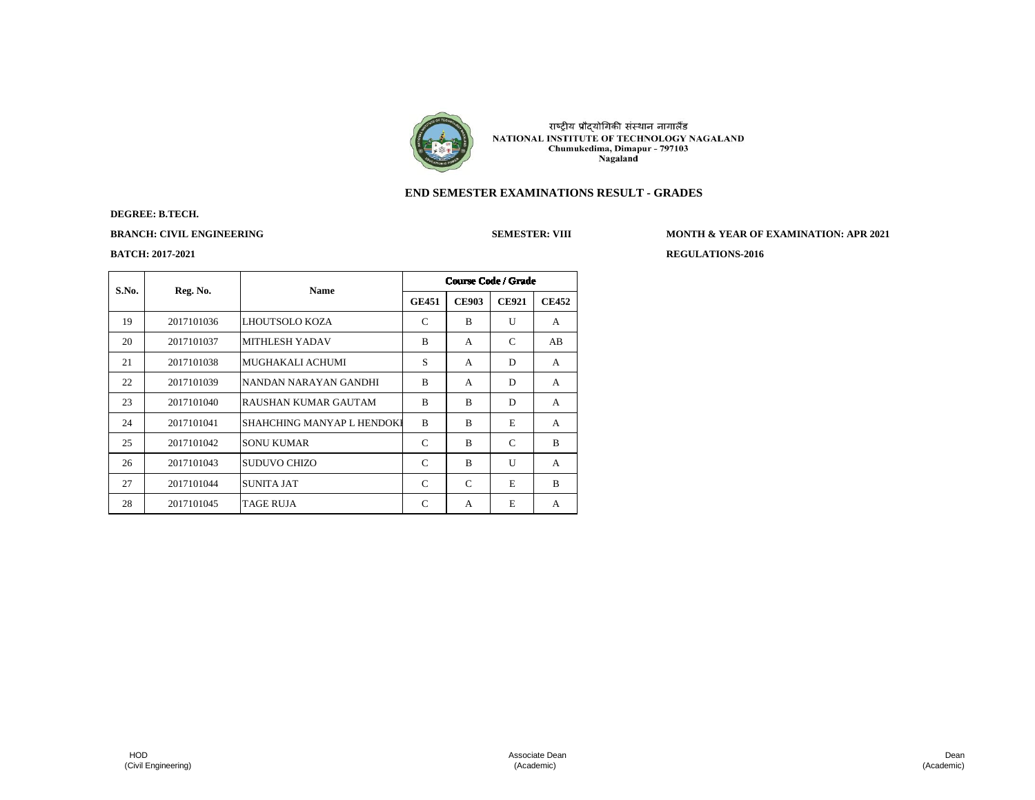राष्ट्रीय प्रौद्योगिकी संस्थान नागालैंड
**NATIONAL INSTITUTE OF TECHNOLOGY NAGALAND**
**Chumukedima, Dimapur - 797103**
**Nagaland**

## END SEMESTER EXAMINATIONS RESULT - GRADES

**DEGREE: B.TECH.**

**BRANCH: CIVIL ENGINEERING** **SEMESTER: VIII** **MONTH & YEAR OF EXAMINATION: APR 2021**

**BATCH: 2017-2021** **REGULATIONS-2016**

| S.No. | Reg. No. | Name | Course Code / Grade | | | |
|---|---|---|---|---|---|---|
| | | | GE451 | CE903 | CE921 | CE452 |
| 19 | 2017101036 | LHOUTSOLO KOZA | C | B | U | A |
| 20 | 2017101037 | MITHLESH YADAV | B | A | C | AB |
| 21 | 2017101038 | MUGHAKALI ACHUMI | S | A | D | A |
| 22 | 2017101039 | NANDAN NARAYAN GANDHI | B | A | D | A |
| 23 | 2017101040 | RAUSHAN KUMAR GAUTAM | B | B | D | A |
| 24 | 2017101041 | SHAHCHING MANYAP L HENDOKI | B | B | E | A |
| 25 | 2017101042 | SONU KUMAR | C | B | C | B |
| 26 | 2017101043 | SUDUVO CHIZO | C | B | U | A |
| 27 | 2017101044 | SUNITA JAT | C | C | E | B |
| 28 | 2017101045 | TAGE RUJA | C | A | E | A |

HOD (Civil Engineering) | Associate Dean (Academic) | Dean (Academic)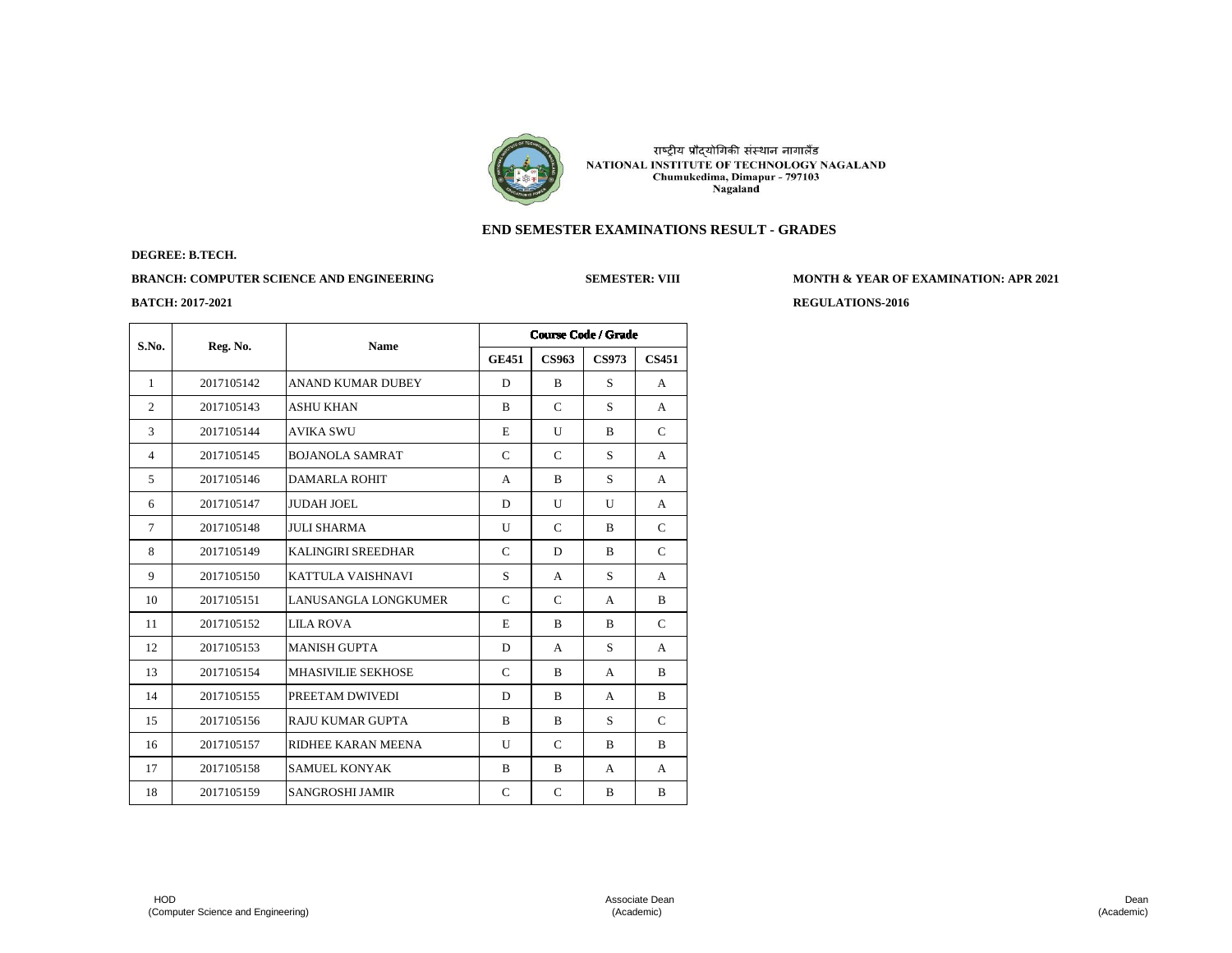राष्ट्रीय प्रौद्योगिकी संस्थान नागालैंड
NATIONAL INSTITUTE OF TECHNOLOGY NAGALAND
Chumukedima, Dimapur - 797103
Nagaland

## END SEMESTER EXAMINATIONS RESULT - GRADES

**DEGREE: B.TECH.**

**BRANCH: COMPUTER SCIENCE AND ENGINEERING** **SEMESTER: VIII** **MONTH & YEAR OF EXAMINATION: APR 2021**

**BATCH: 2017-2021** **REGULATIONS-2016**

| S.No. | Reg. No. | Name | Course Code / Grade | | | |
|---|---|---|---|---|---|---|
| | | | GE451 | CS963 | CS973 | CS451 |
| 1 | 2017105142 | ANAND KUMAR DUBEY | D | B | S | A |
| 2 | 2017105143 | ASHU KHAN | B | C | S | A |
| 3 | 2017105144 | AVIKA SWU | E | U | B | C |
| 4 | 2017105145 | BOJANOLA SAMRAT | C | C | S | A |
| 5 | 2017105146 | DAMARLA ROHIT | A | B | S | A |
| 6 | 2017105147 | JUDAH JOEL | D | U | U | A |
| 7 | 2017105148 | JULI SHARMA | U | C | B | C |
| 8 | 2017105149 | KALINGIRI SREEDHAR | C | D | B | C |
| 9 | 2017105150 | KATTULA VAISHNAVI | S | A | S | A |
| 10 | 2017105151 | LANUSANGLA LONGKUMER | C | C | A | B |
| 11 | 2017105152 | LILA ROVA | E | B | B | C |
| 12 | 2017105153 | MANISH GUPTA | D | A | S | A |
| 13 | 2017105154 | MHASIVILIE SEKHOSE | C | B | A | B |
| 14 | 2017105155 | PREETAM DWIVEDI | D | B | A | B |
| 15 | 2017105156 | RAJU KUMAR GUPTA | B | B | S | C |
| 16 | 2017105157 | RIDHEE KARAN MEENA | U | C | B | B |
| 17 | 2017105158 | SAMUEL KONYAK | B | B | A | A |
| 18 | 2017105159 | SANGROSHI JAMIR | C | C | B | B |

HOD
(Computer Science and Engineering)

Associate Dean
(Academic)

Dean
(Academic)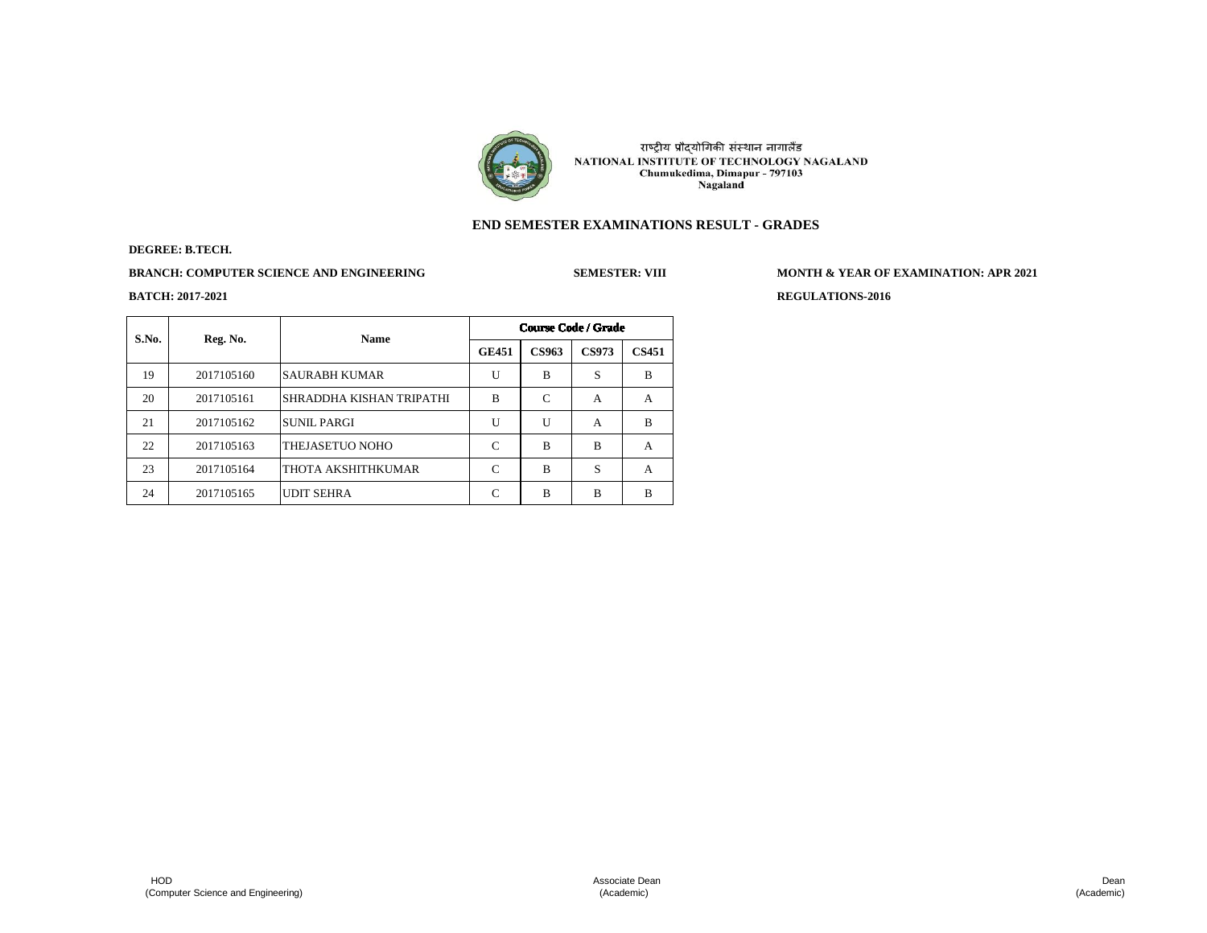राष्ट्रीय प्रौद्योगिकी संस्थान नागालैंड
NATIONAL INSTITUTE OF TECHNOLOGY NAGALAND
Chumukedima, Dimapur - 797103
Nagaland

## END SEMESTER EXAMINATIONS RESULT - GRADES

**DEGREE: B.TECH.**

**BRANCH: COMPUTER SCIENCE AND ENGINEERING** **SEMESTER: VIII** **MONTH & YEAR OF EXAMINATION: APR 2021**

**BATCH: 2017-2021** **REGULATIONS-2016**

| S.No. | Reg. No. | Name | Course Code / Grade | | | |
|---|---|---|---|---|---|---|
| | | | GE451 | CS963 | CS973 | CS451 |
| 19 | 2017105160 | SAURABH KUMAR | U | B | S | B |
| 20 | 2017105161 | SHRADDHA KISHAN TRIPATHI | B | C | A | A |
| 21 | 2017105162 | SUNIL PARGI | U | U | A | B |
| 22 | 2017105163 | THEJASETUO NOHO | C | B | B | A |
| 23 | 2017105164 | THOTA AKSHITHKUMAR | C | B | S | A |
| 24 | 2017105165 | UDIT SEHRA | C | B | B | B |

HOD
(Computer Science and Engineering)

Associate Dean
(Academic)

Dean
(Academic)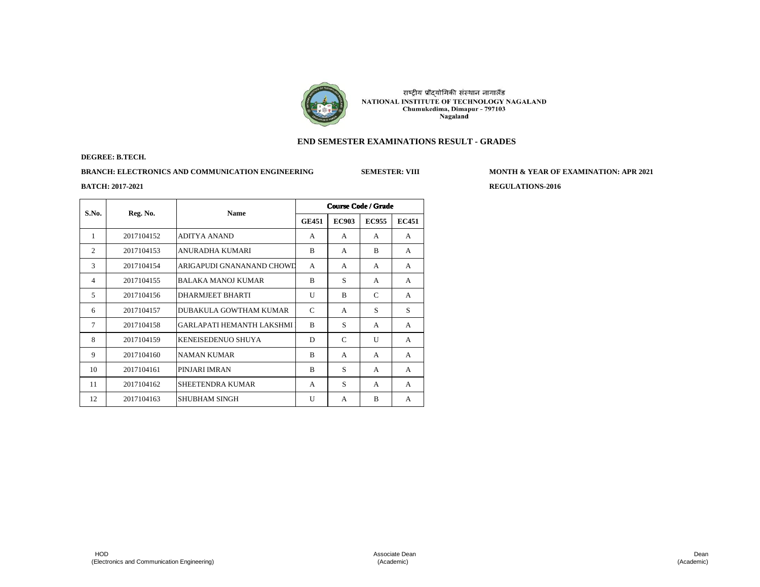राष्ट्रीय प्रौद्योगिकी संस्थान नागालैंड
NATIONAL INSTITUTE OF TECHNOLOGY NAGALAND
Chumukedima, Dimapur - 797103
Nagaland

## END SEMESTER EXAMINATIONS RESULT - GRADES

**DEGREE: B.TECH.**

**BRANCH: ELECTRONICS AND COMMUNICATION ENGINEERING** **SEMESTER: VIII** **MONTH & YEAR OF EXAMINATION: APR 2021**

**BATCH: 2017-2021** **REGULATIONS-2016**

| S.No. | Reg. No. | Name | Course Code / Grade | | | |
|---|---|---|---|---|---|---|
| | | | GE451 | EC903 | EC955 | EC451 |
| 1 | 2017104152 | ADITYA ANAND | A | A | A | A |
| 2 | 2017104153 | ANURADHA KUMARI | B | A | B | A |
| 3 | 2017104154 | ARIGAPUDI GNANANAND CHOWD | A | A | A | A |
| 4 | 2017104155 | BALAKA MANOJ KUMAR | B | S | A | A |
| 5 | 2017104156 | DHARMJEET BHARTI | U | B | C | A |
| 6 | 2017104157 | DUBAKULA GOWTHAM KUMAR | C | A | S | S |
| 7 | 2017104158 | GARLAPATI HEMANTH LAKSHMI | B | S | A | A |
| 8 | 2017104159 | KENEISEDENUO SHUYA | D | C | U | A |
| 9 | 2017104160 | NAMAN KUMAR | B | A | A | A |
| 10 | 2017104161 | PINJARI IMRAN | B | S | A | A |
| 11 | 2017104162 | SHEETENDRA KUMAR | A | S | A | A |
| 12 | 2017104163 | SHUBHAM SINGH | U | A | B | A |

HOD
(Electronics and Communication Engineering)

Associate Dean
(Academic)

Dean
(Academic)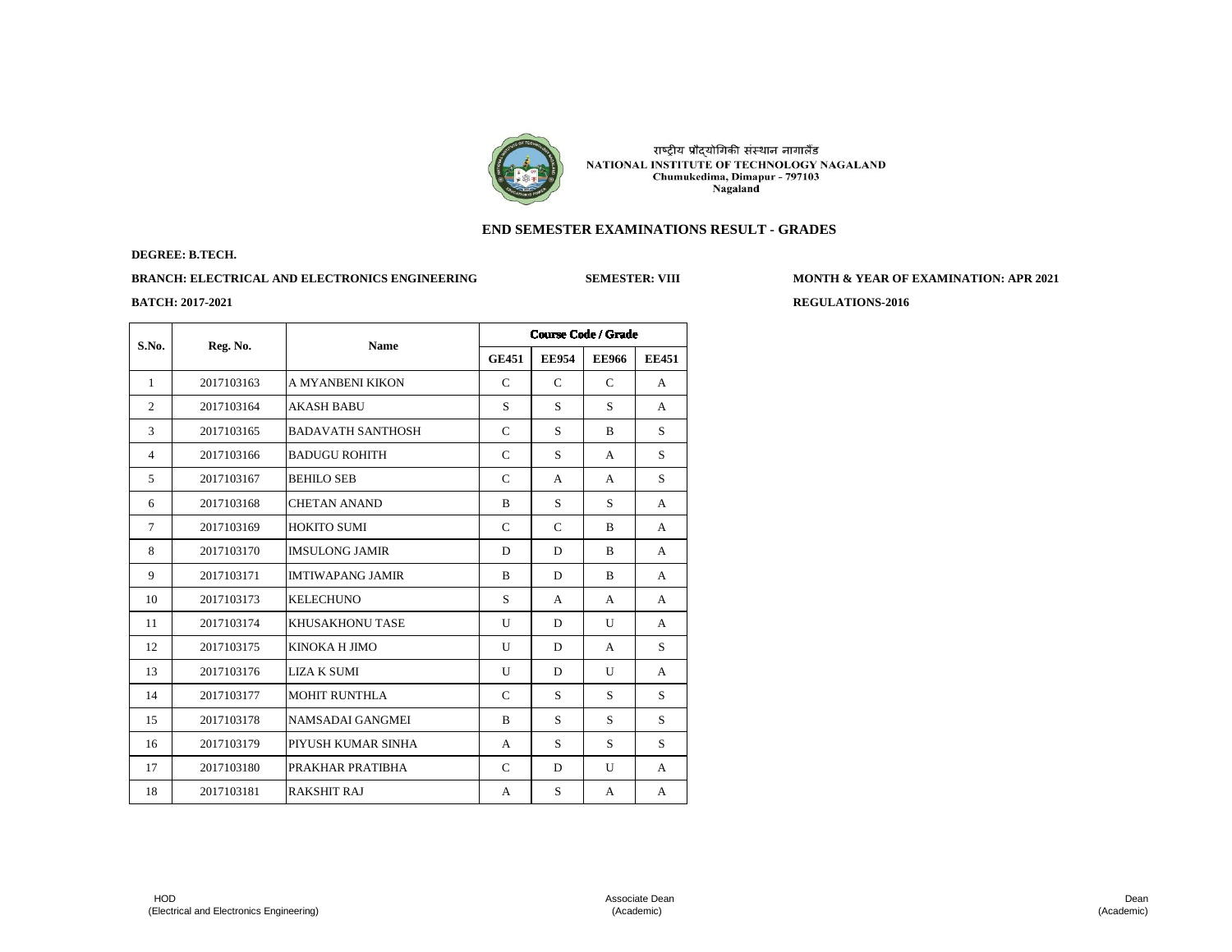राष्ट्रीय प्रौद्योगिकी संस्थान नागालैंड
**NATIONAL INSTITUTE OF TECHNOLOGY NAGALAND**
**Chumukedima, Dimapur - 797103**
**Nagaland**

## END SEMESTER EXAMINATIONS RESULT - GRADES

**DEGREE: B.TECH.**

**BRANCH: ELECTRICAL AND ELECTRONICS ENGINEERING** **SEMESTER: VIII** **MONTH & YEAR OF EXAMINATION: APR 2021**

**BATCH: 2017-2021** **REGULATIONS-2016**

| S.No. | Reg. No. | Name | Course Code / Grade | | | |
|---|---|---|---|---|---|---|
| | | | GE451 | EE954 | EE966 | EE451 |
| 1 | 2017103163 | A MYANBENI KIKON | C | C | C | A |
| 2 | 2017103164 | AKASH BABU | S | S | S | A |
| 3 | 2017103165 | BADAVATH SANTHOSH | C | S | B | S |
| 4 | 2017103166 | BADUGU ROHITH | C | S | A | S |
| 5 | 2017103167 | BEHILO SEB | C | A | A | S |
| 6 | 2017103168 | CHETAN ANAND | B | S | S | A |
| 7 | 2017103169 | HOKITO SUMI | C | C | B | A |
| 8 | 2017103170 | IMSULONG JAMIR | D | D | B | A |
| 9 | 2017103171 | IMTIWAPANG JAMIR | B | D | B | A |
| 10 | 2017103173 | KELECHUNO | S | A | A | A |
| 11 | 2017103174 | KHUSAKHONU TASE | U | D | U | A |
| 12 | 2017103175 | KINOKA H JIMO | U | D | A | S |
| 13 | 2017103176 | LIZA K SUMI | U | D | U | A |
| 14 | 2017103177 | MOHIT RUNTHLA | C | S | S | S |
| 15 | 2017103178 | NAMSADAI GANGMEI | B | S | S | S |
| 16 | 2017103179 | PIYUSH KUMAR SINHA | A | S | S | S |
| 17 | 2017103180 | PRAKHAR PRATIBHA | C | D | U | A |
| 18 | 2017103181 | RAKSHIT RAJ | A | S | A | A |

HOD
(Electrical and Electronics Engineering)

Associate Dean
(Academic)

Dean
(Academic)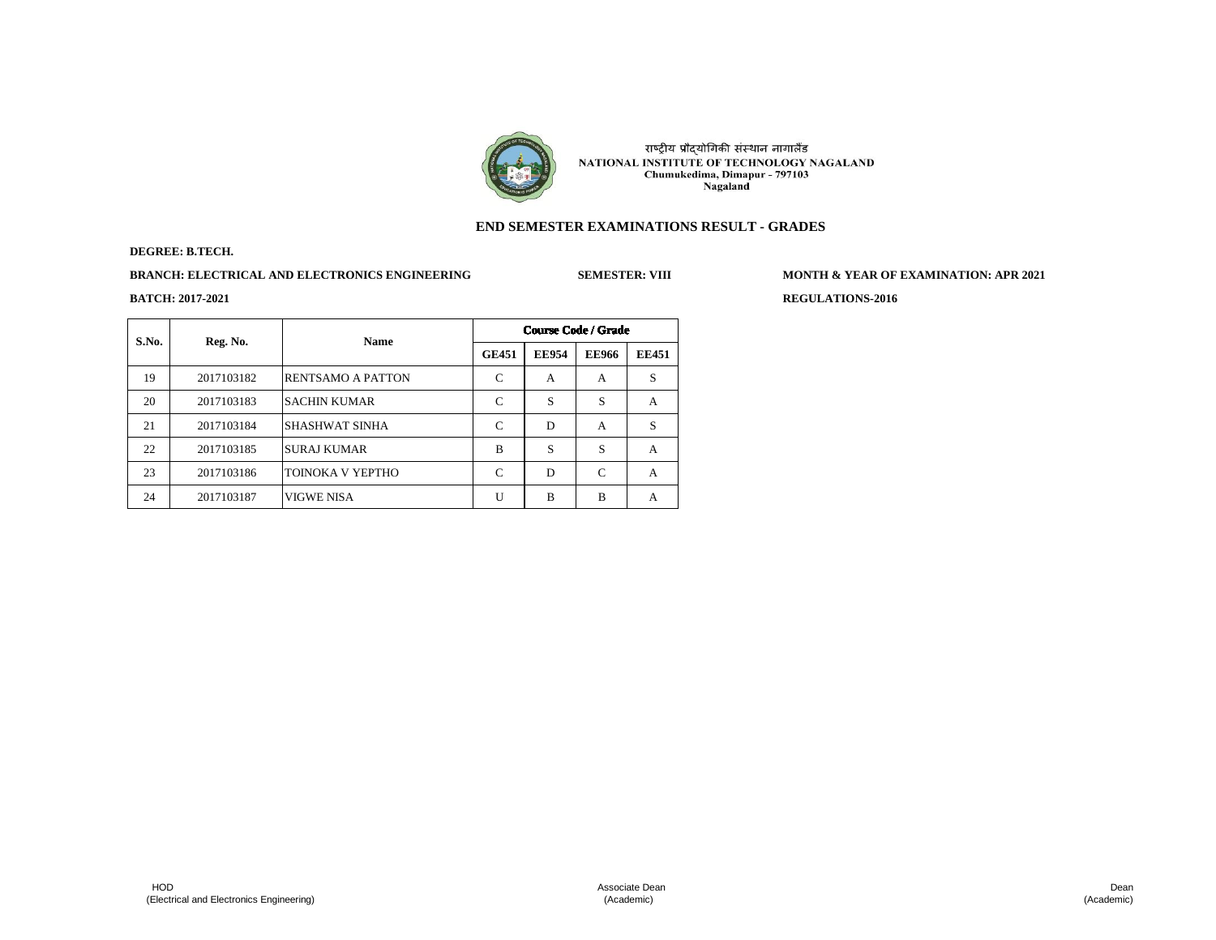राष्ट्रीय प्रौद्योगिकी संस्थान नागालैंड
NATIONAL INSTITUTE OF TECHNOLOGY NAGALAND
Chumukedima, Dimapur - 797103
Nagaland

## END SEMESTER EXAMINATIONS RESULT - GRADES

**DEGREE: B.TECH.**

**BRANCH: ELECTRICAL AND ELECTRONICS ENGINEERING** **SEMESTER: VIII** **MONTH & YEAR OF EXAMINATION: APR 2021**

**BATCH: 2017-2021** **REGULATIONS-2016**

| S.No. | Reg. No. | Name | Course Code / Grade | | | |
|---|---|---|---|---|---|---|
| | | | GE451 | EE954 | EE966 | EE451 |
| 19 | 2017103182 | RENTSAMO A PATTON | C | A | A | S |
| 20 | 2017103183 | SACHIN KUMAR | C | S | S | A |
| 21 | 2017103184 | SHASHWAT SINHA | C | D | A | S |
| 22 | 2017103185 | SURAJ KUMAR | B | S | S | A |
| 23 | 2017103186 | TOINOKA V YEPTHO | C | D | C | A |
| 24 | 2017103187 | VIGWE NISA | U | B | B | A |

HOD
(Electrical and Electronics Engineering)

Associate Dean
(Academic)

Dean
(Academic)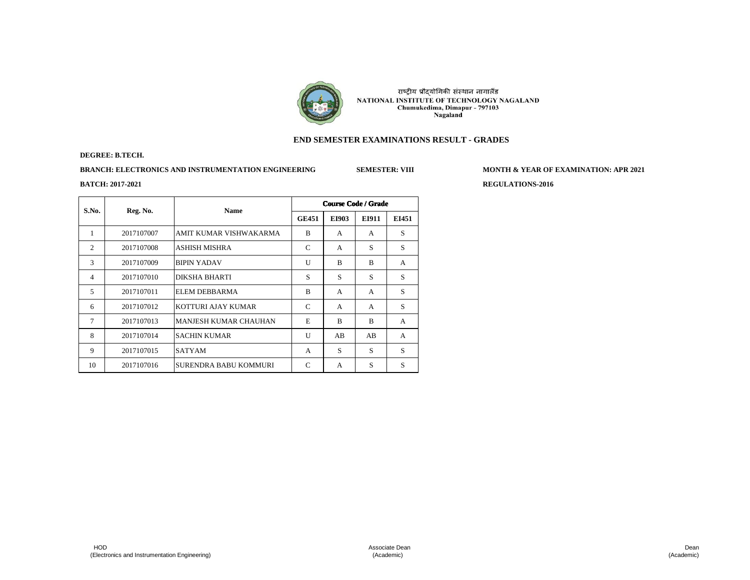राष्ट्रीय प्रौद्योगिकी संस्थान नागालैंड
NATIONAL INSTITUTE OF TECHNOLOGY NAGALAND
Chumukedima, Dimapur - 797103
Nagaland

## END SEMESTER EXAMINATIONS RESULT - GRADES

**DEGREE: B.TECH.**

**BRANCH: ELECTRONICS AND INSTRUMENTATION ENGINEERING** **SEMESTER: VIII** **MONTH & YEAR OF EXAMINATION: APR 2021**

**BATCH: 2017-2021** **REGULATIONS-2016**

| S.No. | Reg. No. | Name | Course Code / Grade | | | |
|---|---|---|---|---|---|---|
| | | | GE451 | EI903 | EI911 | EI451 |
| 1 | 2017107007 | AMIT KUMAR VISHWAKARMA | B | A | A | S |
| 2 | 2017107008 | ASHISH MISHRA | C | A | S | S |
| 3 | 2017107009 | BIPIN YADAV | U | B | B | A |
| 4 | 2017107010 | DIKSHA BHARTI | S | S | S | S |
| 5 | 2017107011 | ELEM DEBBARMA | B | A | A | S |
| 6 | 2017107012 | KOTTURI AJAY KUMAR | C | A | A | S |
| 7 | 2017107013 | MANJESH KUMAR CHAUHAN | E | B | B | A |
| 8 | 2017107014 | SACHIN KUMAR | U | AB | AB | A |
| 9 | 2017107015 | SATYAM | A | S | S | S |
| 10 | 2017107016 | SURENDRA BABU KOMMURI | C | A | S | S |

HOD
(Electronics and Instrumentation Engineering)

Associate Dean
(Academic)

Dean
(Academic)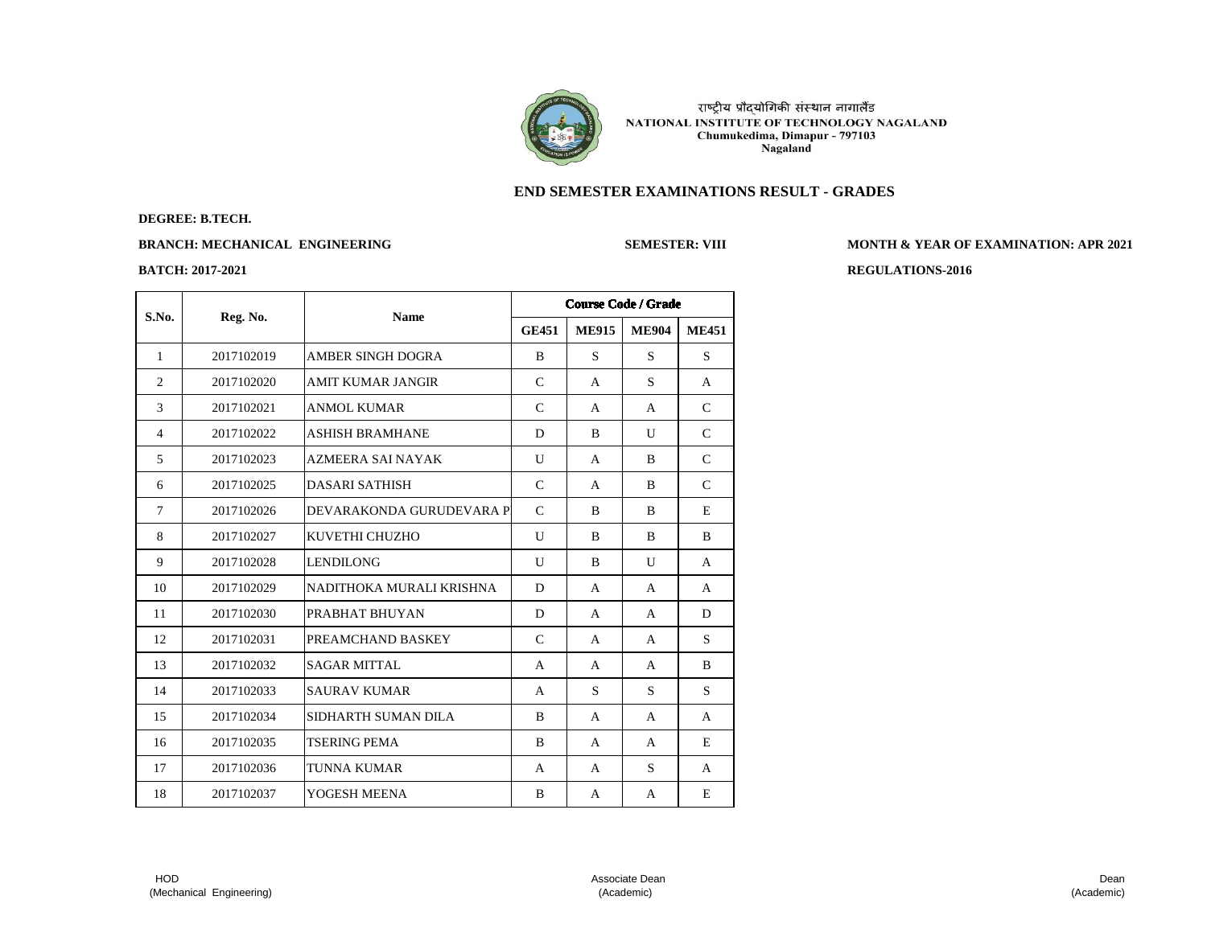राष्ट्रीय प्रौद्योगिकी संस्थान नागालैंड
**NATIONAL INSTITUTE OF TECHNOLOGY NAGALAND**
**Chumukedima, Dimapur - 797103**
**Nagaland**

## END SEMESTER EXAMINATIONS RESULT - GRADES

**DEGREE: B.TECH.**

**BRANCH: MECHANICAL ENGINEERING** **SEMESTER: VIII** **MONTH & YEAR OF EXAMINATION: APR 2021**

**BATCH: 2017-2021** **REGULATIONS-2016**

| S.No. | Reg. No. | Name | Course Code / Grade | | | |
|---|---|---|---|---|---|---|
| | | | GE451 | ME915 | ME904 | ME451 |
| 1 | 2017102019 | AMBER SINGH DOGRA | B | S | S | S |
| 2 | 2017102020 | AMIT KUMAR JANGIR | C | A | S | A |
| 3 | 2017102021 | ANMOL KUMAR | C | A | A | C |
| 4 | 2017102022 | ASHISH BRAMHANE | D | B | U | C |
| 5 | 2017102023 | AZMEERA SAI NAYAK | U | A | B | C |
| 6 | 2017102025 | DASARI SATHISH | C | A | B | C |
| 7 | 2017102026 | DEVARAKONDA GURUDEVARA P | C | B | B | E |
| 8 | 2017102027 | KUVETHI CHUZHO | U | B | B | B |
| 9 | 2017102028 | LENDILONG | U | B | U | A |
| 10 | 2017102029 | NADITHOKA MURALI KRISHNA | D | A | A | A |
| 11 | 2017102030 | PRABHAT BHUYAN | D | A | A | D |
| 12 | 2017102031 | PREAMCHAND BASKEY | C | A | A | S |
| 13 | 2017102032 | SAGAR MITTAL | A | A | A | B |
| 14 | 2017102033 | SAURAV KUMAR | A | S | S | S |
| 15 | 2017102034 | SIDHARTH SUMAN DILA | B | A | A | A |
| 16 | 2017102035 | TSERING PEMA | B | A | A | E |
| 17 | 2017102036 | TUNNA KUMAR | A | A | S | A |
| 18 | 2017102037 | YOGESH MEENA | B | A | A | E |

HOD
(Mechanical Engineering)

Associate Dean
(Academic)

Dean
(Academic)